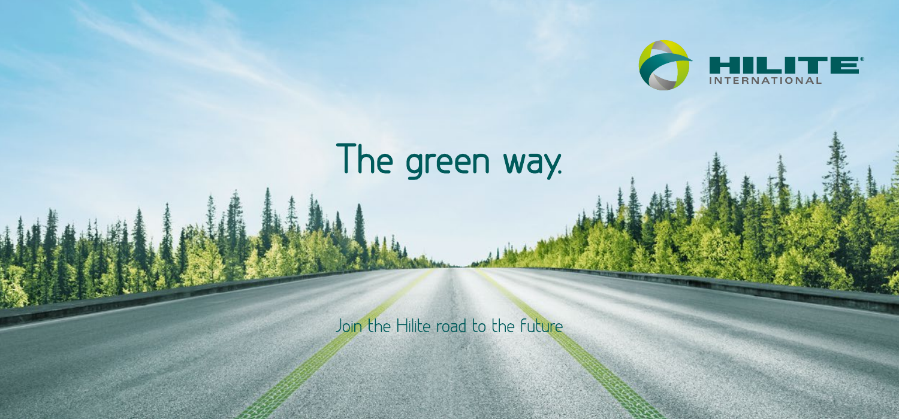HILITE INTERNATIONAL

# The green way.

Join the Hilite road to the future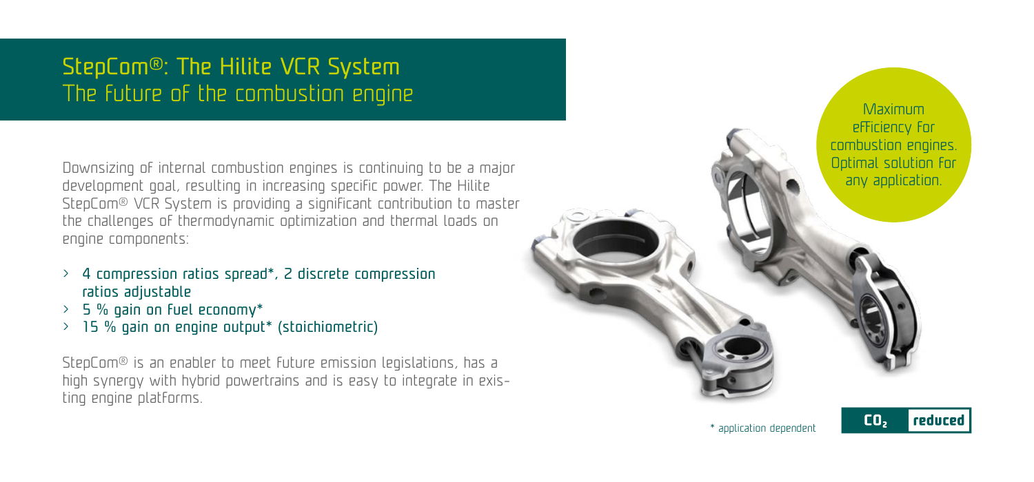# StepCom®: The Hilite VCR System

## The future of the combustion engine

Downsizing of internal combustion engines is continuing to be a major development goal, resulting in increasing specific power. The Hilite StepCom® VCR System is providing a significant contribution to master the challenges of thermodynamic optimization and thermal loads on engine components:

- 4 compression ratios spread*, 2 discrete compression ratios adjustable
- 5 % gain on fuel economy*
- 15 % gain on engine output* (stoichiometric)

StepCom® is an enabler to meet future emission legislations, has a high synergy with hybrid powertrains and is easy to integrate in existing engine platforms.

Maximum efficiency for combustion engines. Optimal solution for any application.

\* application dependent

$CO_2$ reduced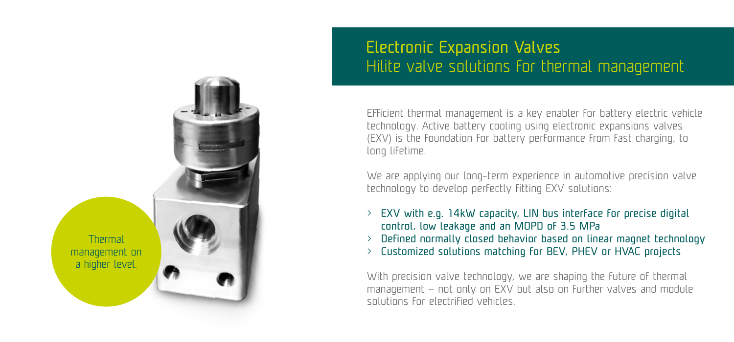Thermal management on a higher level.

# Electronic Expansion Valves

## Hilite valve solutions for thermal management

Efficient thermal management is a key enabler for battery electric vehicle technology. Active battery cooling using electronic expansions valves (EXV) is the foundation for battery performance from fast charging, to long lifetime.

We are applying our long-term experience in automotive precision valve technology to develop perfectly fitting EXV solutions:

- **EXV with e.g. 14kW capacity, LIN bus interface for precise digital control, low leakage and an MOPD of 3.5 MPa**
- **Defined normally closed behavior based on linear magnet technology**
- **Customized solutions matching for BEV, PHEV or HVAC projects**

With precision valve technology, we are shaping the future of thermal management – not only on EXV but also on further valves and module solutions for electrified vehicles.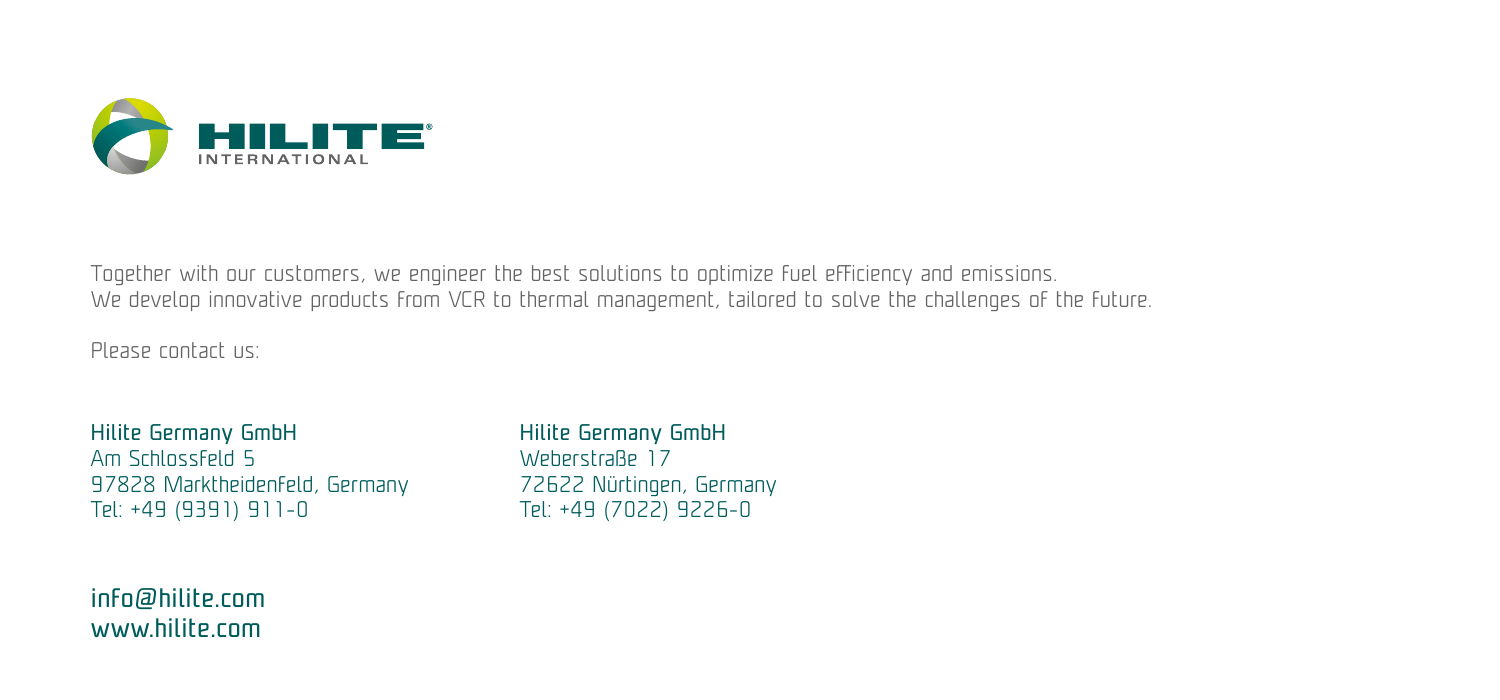HILITE®
INTERNATIONAL

Together with our customers, we engineer the best solutions to optimize fuel efficiency and emissions.
We develop innovative products from VCR to thermal management, tailored to solve the challenges of the future.

Please contact us:

**Hilite Germany GmbH**
Am Schlossfeld 5
97828 Marktheidenfeld, Germany
Tel: +49 (9391) 911-0

**Hilite Germany GmbH**
Weberstraße 17
72622 Nürtingen, Germany
Tel: +49 (7022) 9226-0

**info@hilite.com**
**www.hilite.com**